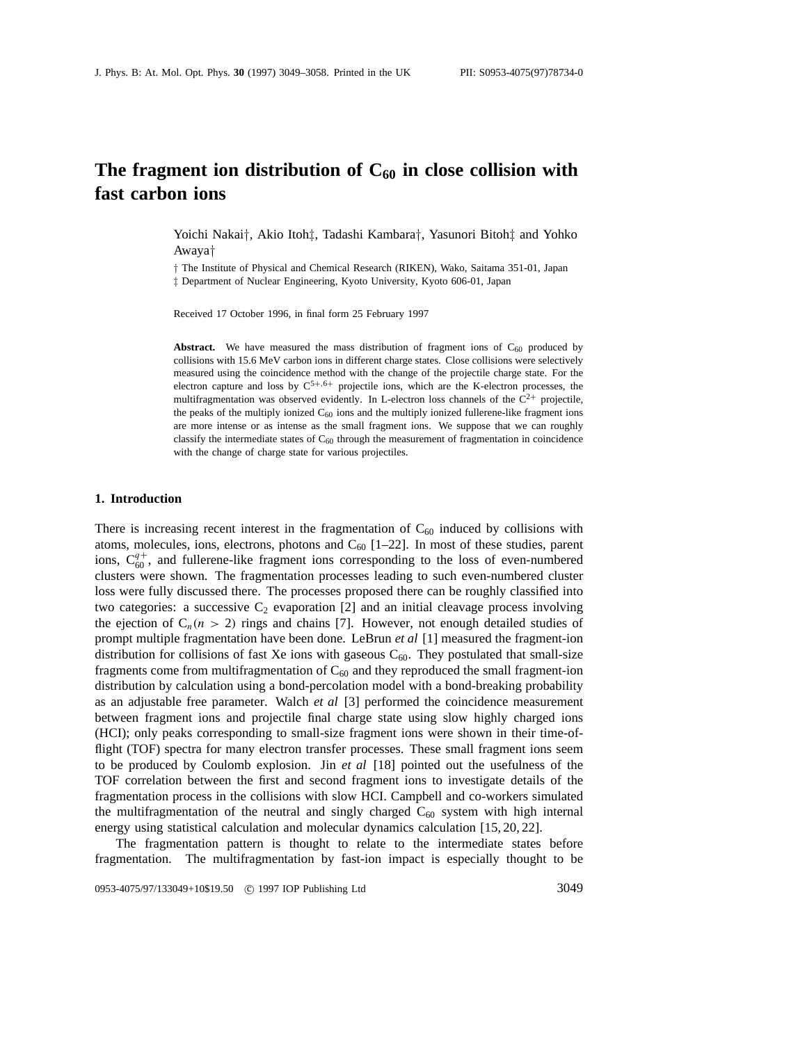# The fragment ion distribution of $C_{60}$ in close collision with fast carbon ions

Yoichi Nakai†, Akio Itoh‡, Tadashi Kambara†, Yasunori Bitoh‡ and Yohko Awaya†

† The Institute of Physical and Chemical Research (RIKEN), Wako, Saitama 351-01, Japan
‡ Department of Nuclear Engineering, Kyoto University, Kyoto 606-01, Japan

Received 17 October 1996, in final form 25 February 1997

**Abstract.** We have measured the mass distribution of fragment ions of $C_{60}$ produced by collisions with 15.6 MeV carbon ions in different charge states. Close collisions were selectively measured using the coincidence method with the change of the projectile charge state. For the electron capture and loss by $C^{5+,6+}$ projectile ions, which are the K-electron processes, the multifragmentation was observed evidently. In L-electron loss channels of the $C^{2+}$ projectile, the peaks of the multiply ionized $C_{60}$ ions and the multiply ionized fullerene-like fragment ions are more intense or as intense as the small fragment ions. We suppose that we can roughly classify the intermediate states of $C_{60}$ through the measurement of fragmentation in coincidence with the change of charge state for various projectiles.

## 1. Introduction

There is increasing recent interest in the fragmentation of $C_{60}$ induced by collisions with atoms, molecules, ions, electrons, photons and $C_{60}$ [1–22]. In most of these studies, parent ions, $C_{60}^{q+}$, and fullerene-like fragment ions corresponding to the loss of even-numbered clusters were shown. The fragmentation processes leading to such even-numbered cluster loss were fully discussed there. The processes proposed there can be roughly classified into two categories: a successive $C_2$ evaporation [2] and an initial cleavage process involving the ejection of $C_n (n > 2)$ rings and chains [7]. However, not enough detailed studies of prompt multiple fragmentation have been done. LeBrun *et al* [1] measured the fragment-ion distribution for collisions of fast Xe ions with gaseous $C_{60}$. They postulated that small-size fragments come from multifragmentation of $C_{60}$ and they reproduced the small fragment-ion distribution by calculation using a bond-percolation model with a bond-breaking probability as an adjustable free parameter. Walch *et al* [3] performed the coincidence measurement between fragment ions and projectile final charge state using slow highly charged ions (HCI); only peaks corresponding to small-size fragment ions were shown in their time-of-flight (TOF) spectra for many electron transfer processes. These small fragment ions seem to be produced by Coulomb explosion. Jin *et al* [18] pointed out the usefulness of the TOF correlation between the first and second fragment ions to investigate details of the fragmentation process in the collisions with slow HCI. Campbell and co-workers simulated the multifragmentation of the neutral and singly charged $C_{60}$ system with high internal energy using statistical calculation and molecular dynamics calculation [15, 20, 22].

The fragmentation pattern is thought to relate to the intermediate states before fragmentation. The multifragmentation by fast-ion impact is especially thought to be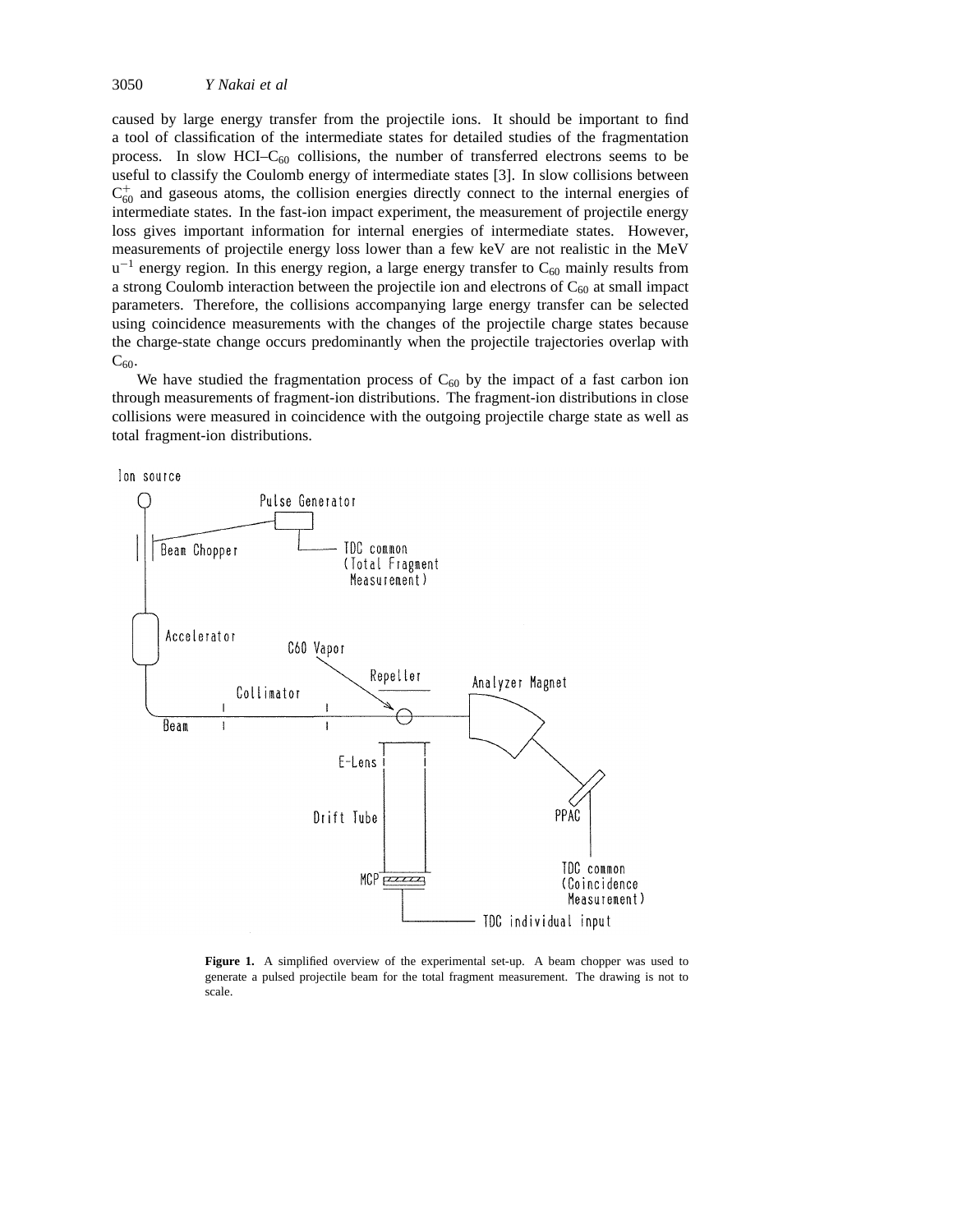caused by large energy transfer from the projectile ions. It should be important to find a tool of classification of the intermediate states for detailed studies of the fragmentation process. In slow HCI–$C_{60}$ collisions, the number of transferred electrons seems to be useful to classify the Coulomb energy of intermediate states [3]. In slow collisions between $C_{60}^{+}$ and gaseous atoms, the collision energies directly connect to the internal energies of intermediate states. In the fast-ion impact experiment, the measurement of projectile energy loss gives important information for internal energies of intermediate states. However, measurements of projectile energy loss lower than a few keV are not realistic in the MeV $u^{-1}$ energy region. In this energy region, a large energy transfer to $C_{60}$ mainly results from a strong Coulomb interaction between the projectile ion and electrons of $C_{60}$ at small impact parameters. Therefore, the collisions accompanying large energy transfer can be selected using coincidence measurements with the changes of the projectile charge states because the charge-state change occurs predominantly when the projectile trajectories overlap with $C_{60}$.

We have studied the fragmentation process of $C_{60}$ by the impact of a fast carbon ion through measurements of fragment-ion distributions. The fragment-ion distributions in close collisions were measured in coincidence with the outgoing projectile charge state as well as total fragment-ion distributions.

**Figure 1.** A simplified overview of the experimental set-up. A beam chopper was used to generate a pulsed projectile beam for the total fragment measurement. The drawing is not to scale.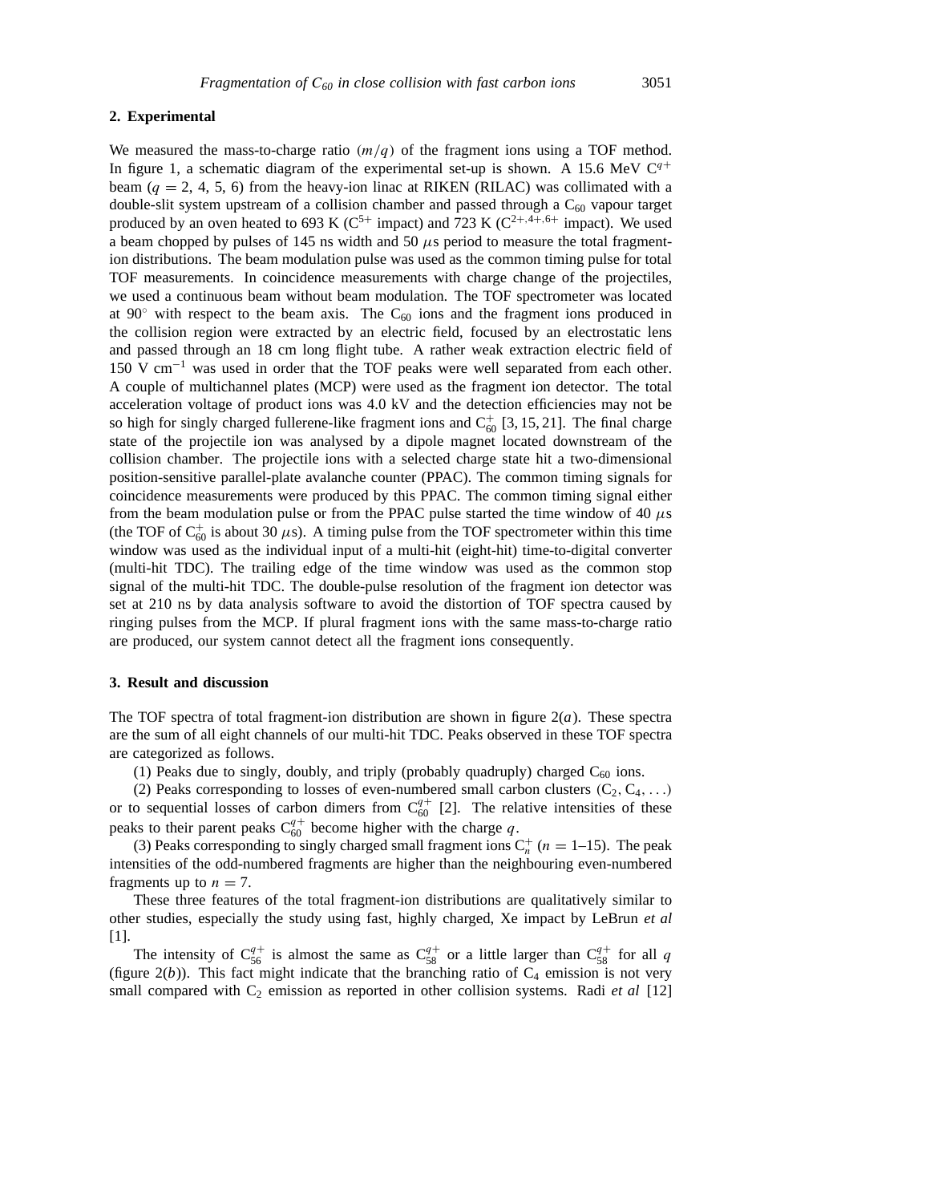## 2. Experimental

We measured the mass-to-charge ratio $(m/q)$ of the fragment ions using a TOF method. In figure 1, a schematic diagram of the experimental set-up is shown. A 15.6 MeV $C^{q+}$ beam ($q = 2, 4, 5, 6$) from the heavy-ion linac at RIKEN (RILAC) was collimated with a double-slit system upstream of a collision chamber and passed through a $C_{60}$ vapour target produced by an oven heated to 693 K ($C^{5+}$ impact) and 723 K ($C^{2+,4+,6+}$ impact). We used a beam chopped by pulses of 145 ns width and 50 $\mu$s period to measure the total fragment-ion distributions. The beam modulation pulse was used as the common timing pulse for total TOF measurements. In coincidence measurements with charge change of the projectiles, we used a continuous beam without beam modulation. The TOF spectrometer was located at 90° with respect to the beam axis. The $C_{60}$ ions and the fragment ions produced in the collision region were extracted by an electric field, focused by an electrostatic lens and passed through an 18 cm long flight tube. A rather weak extraction electric field of 150 V $cm^{-1}$ was used in order that the TOF peaks were well separated from each other. A couple of multichannel plates (MCP) were used as the fragment ion detector. The total acceleration voltage of product ions was 4.0 kV and the detection efficiencies may not be so high for singly charged fullerene-like fragment ions and $C_{60}^{+}$ [3, 15, 21]. The final charge state of the projectile ion was analysed by a dipole magnet located downstream of the collision chamber. The projectile ions with a selected charge state hit a two-dimensional position-sensitive parallel-plate avalanche counter (PPAC). The common timing signals for coincidence measurements were produced by this PPAC. The common timing signal either from the beam modulation pulse or from the PPAC pulse started the time window of 40 $\mu$s (the TOF of $C_{60}^{+}$ is about 30 $\mu$s). A timing pulse from the TOF spectrometer within this time window was used as the individual input of a multi-hit (eight-hit) time-to-digital converter (multi-hit TDC). The trailing edge of the time window was used as the common stop signal of the multi-hit TDC. The double-pulse resolution of the fragment ion detector was set at 210 ns by data analysis software to avoid the distortion of TOF spectra caused by ringing pulses from the MCP. If plural fragment ions with the same mass-to-charge ratio are produced, our system cannot detect all the fragment ions consequently.

## 3. Result and discussion

The TOF spectra of total fragment-ion distribution are shown in figure 2(*a*). These spectra are the sum of all eight channels of our multi-hit TDC. Peaks observed in these TOF spectra are categorized as follows.

(1) Peaks due to singly, doubly, and triply (probably quadruply) charged $C_{60}$ ions.

(2) Peaks corresponding to losses of even-numbered small carbon clusters $(C_2, C_4, \ldots)$ or to sequential losses of carbon dimers from $C_{60}^{q+}$ [2]. The relative intensities of these peaks to their parent peaks $C_{60}^{q+}$ become higher with the charge $q$.

(3) Peaks corresponding to singly charged small fragment ions $C_n^{+}$ ($n = 1$–15). The peak intensities of the odd-numbered fragments are higher than the neighbouring even-numbered fragments up to $n = 7$.

These three features of the total fragment-ion distributions are qualitatively similar to other studies, especially the study using fast, highly charged, Xe impact by LeBrun *et al* [1].

The intensity of $C_{56}^{q+}$ is almost the same as $C_{58}^{q+}$ or a little larger than $C_{58}^{q+}$ for all $q$ (figure 2(*b*)). This fact might indicate that the branching ratio of $C_4$ emission is not very small compared with $C_2$ emission as reported in other collision systems. Radi *et al* [12]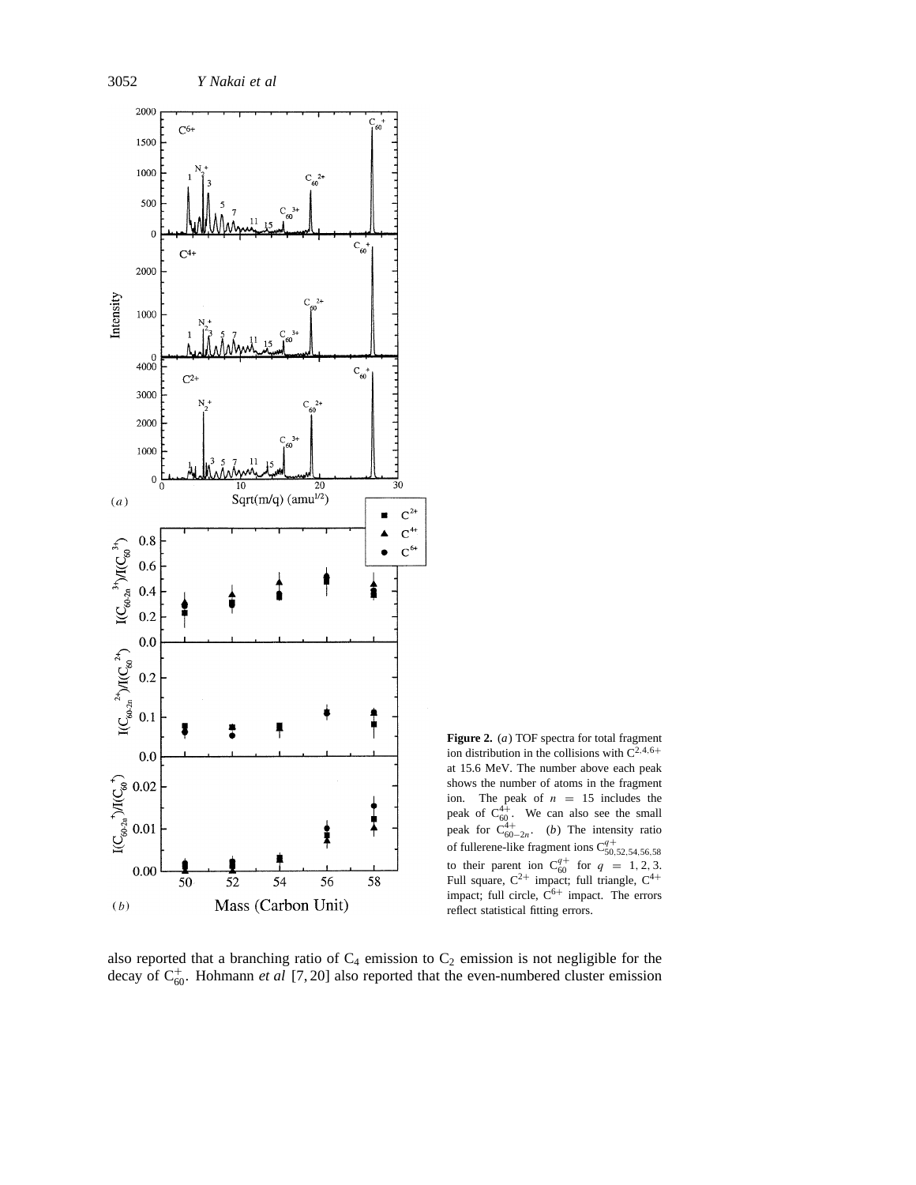**Figure 2.** (*a*) TOF spectra for total fragment ion distribution in the collisions with $C^{2,4,6+}$ at 15.6 MeV. The number above each peak shows the number of atoms in the fragment ion. The peak of $n = 15$ includes the peak of $C_{60}^{4+}$. We can also see the small peak for $C_{60-2n}^{4+}$. (*b*) The intensity ratio of fullerene-like fragment ions $C_{50,52,54,56,58}^{q+}$ to their parent ion $C_{60}^{q+}$ for $q = 1, 2, 3$. Full square, $C^{2+}$ impact; full triangle, $C^{4+}$ impact; full circle, $C^{6+}$ impact. The errors reflect statistical fitting errors.

also reported that a branching ratio of $C_4$ emission to $C_2$ emission is not negligible for the decay of $C_{60}^{+}$. Hohmann *et al* [7, 20] also reported that the even-numbered cluster emission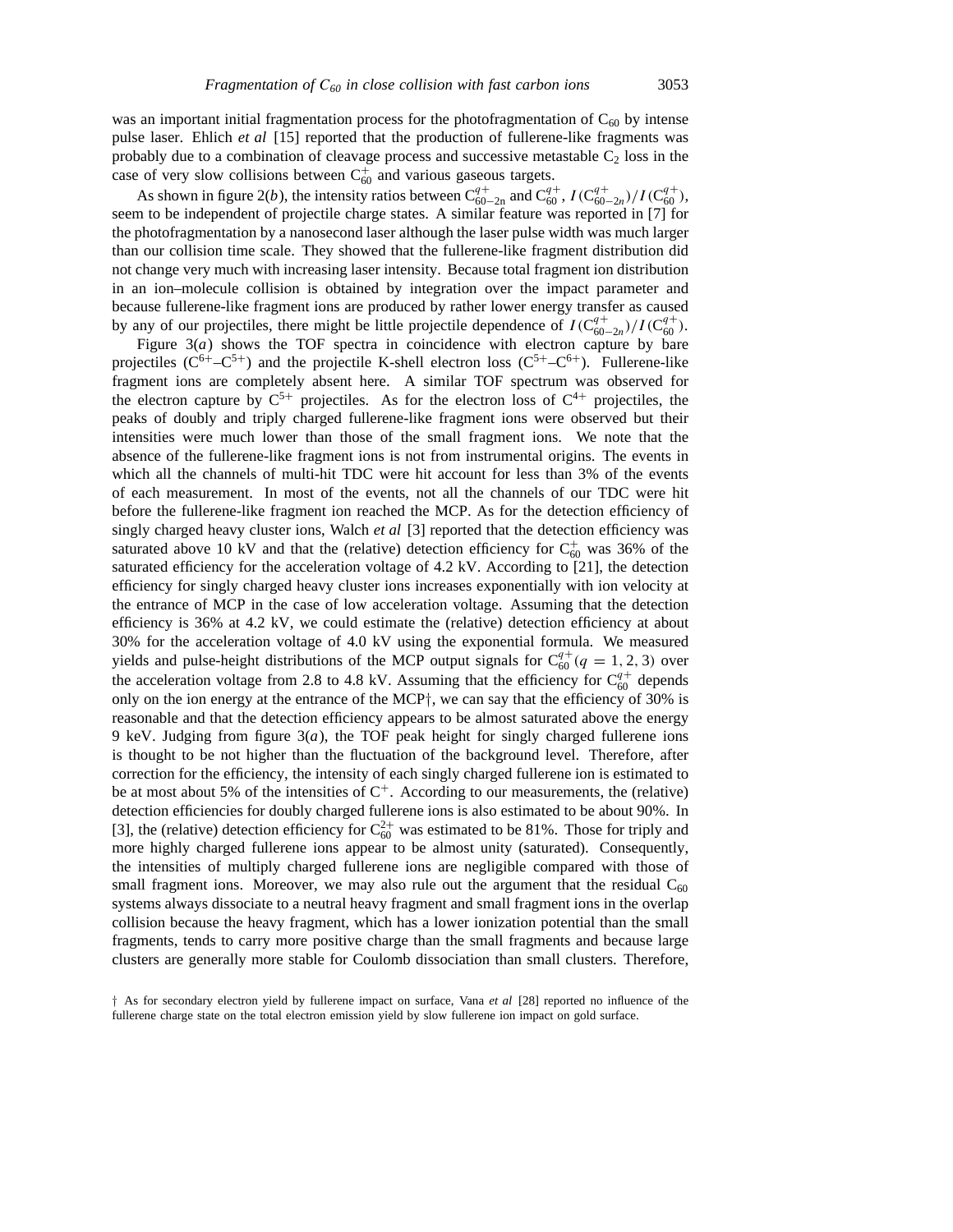was an important initial fragmentation process for the photofragmentation of $C_{60}$ by intense pulse laser. Ehlich *et al* [15] reported that the production of fullerene-like fragments was probably due to a combination of cleavage process and successive metastable $C_2$ loss in the case of very slow collisions between $C_{60}^{+}$ and various gaseous targets.

As shown in figure 2(*b*), the intensity ratios between $C_{60-2n}^{q+}$ and $C_{60}^{q+}$, $I(C_{60-2n}^{q+})/I(C_{60}^{q+})$, seem to be independent of projectile charge states. A similar feature was reported in [7] for the photofragmentation by a nanosecond laser although the laser pulse width was much larger than our collision time scale. They showed that the fullerene-like fragment distribution did not change very much with increasing laser intensity. Because total fragment ion distribution in an ion–molecule collision is obtained by integration over the impact parameter and because fullerene-like fragment ions are produced by rather lower energy transfer as caused by any of our projectiles, there might be little projectile dependence of $I(C_{60-2n}^{q+})/I(C_{60}^{q+})$.

Figure 3(*a*) shows the TOF spectra in coincidence with electron capture by bare projectiles ($C^{6+}$–$C^{5+}$) and the projectile K-shell electron loss ($C^{5+}$–$C^{6+}$). Fullerene-like fragment ions are completely absent here. A similar TOF spectrum was observed for the electron capture by $C^{5+}$ projectiles. As for the electron loss of $C^{4+}$ projectiles, the peaks of doubly and triply charged fullerene-like fragment ions were observed but their intensities were much lower than those of the small fragment ions. We note that the absence of the fullerene-like fragment ions is not from instrumental origins. The events in which all the channels of multi-hit TDC were hit account for less than 3% of the events of each measurement. In most of the events, not all the channels of our TDC were hit before the fullerene-like fragment ion reached the MCP. As for the detection efficiency of singly charged heavy cluster ions, Walch *et al* [3] reported that the detection efficiency was saturated above 10 kV and that the (relative) detection efficiency for $C_{60}^{+}$ was 36% of the saturated efficiency for the acceleration voltage of 4.2 kV. According to [21], the detection efficiency for singly charged heavy cluster ions increases exponentially with ion velocity at the entrance of MCP in the case of low acceleration voltage. Assuming that the detection efficiency is 36% at 4.2 kV, we could estimate the (relative) detection efficiency at about 30% for the acceleration voltage of 4.0 kV using the exponential formula. We measured yields and pulse-height distributions of the MCP output signals for $C_{60}^{q+}$ $(q = 1, 2, 3)$ over the acceleration voltage from 2.8 to 4.8 kV. Assuming that the efficiency for $C_{60}^{q+}$ depends only on the ion energy at the entrance of the MCP†, we can say that the efficiency of 30% is reasonable and that the detection efficiency appears to be almost saturated above the energy 9 keV. Judging from figure 3(*a*), the TOF peak height for singly charged fullerene ions is thought to be not higher than the fluctuation of the background level. Therefore, after correction for the efficiency, the intensity of each singly charged fullerene ion is estimated to be at most about 5% of the intensities of $C^{+}$. According to our measurements, the (relative) detection efficiencies for doubly charged fullerene ions is also estimated to be about 90%. In [3], the (relative) detection efficiency for $C_{60}^{2+}$ was estimated to be 81%. Those for triply and more highly charged fullerene ions appear to be almost unity (saturated). Consequently, the intensities of multiply charged fullerene ions are negligible compared with those of small fragment ions. Moreover, we may also rule out the argument that the residual $C_{60}$ systems always dissociate to a neutral heavy fragment and small fragment ions in the overlap collision because the heavy fragment, which has a lower ionization potential than the small fragments, tends to carry more positive charge than the small fragments and because large clusters are generally more stable for Coulomb dissociation than small clusters. Therefore,

† As for secondary electron yield by fullerene impact on surface, Vana *et al* [28] reported no influence of the fullerene charge state on the total electron emission yield by slow fullerene ion impact on gold surface.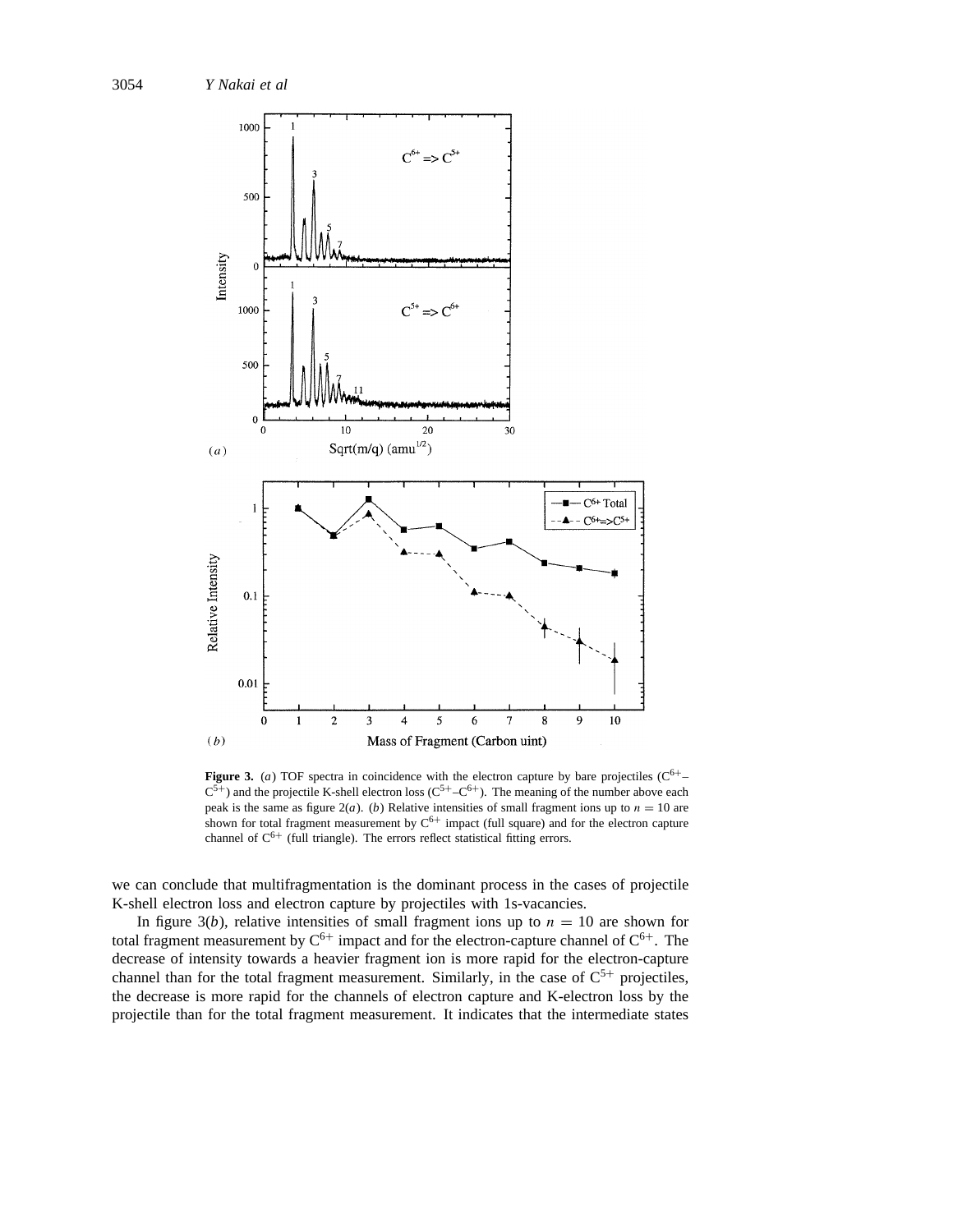**Figure 3.** (*a*) TOF spectra in coincidence with the electron capture by bare projectiles ($C^{6+}$–$C^{5+}$) and the projectile K-shell electron loss ($C^{5+}$–$C^{6+}$). The meaning of the number above each peak is the same as figure 2(*a*). (*b*) Relative intensities of small fragment ions up to $n = 10$ are shown for total fragment measurement by $C^{6+}$ impact (full square) and for the electron capture channel of $C^{6+}$ (full triangle). The errors reflect statistical fitting errors.

we can conclude that multifragmentation is the dominant process in the cases of projectile K-shell electron loss and electron capture by projectiles with 1s-vacancies.

In figure 3(*b*), relative intensities of small fragment ions up to $n = 10$ are shown for total fragment measurement by $C^{6+}$ impact and for the electron-capture channel of $C^{6+}$. The decrease of intensity towards a heavier fragment ion is more rapid for the electron-capture channel than for the total fragment measurement. Similarly, in the case of $C^{5+}$ projectiles, the decrease is more rapid for the channels of electron capture and K-electron loss by the projectile than for the total fragment measurement. It indicates that the intermediate states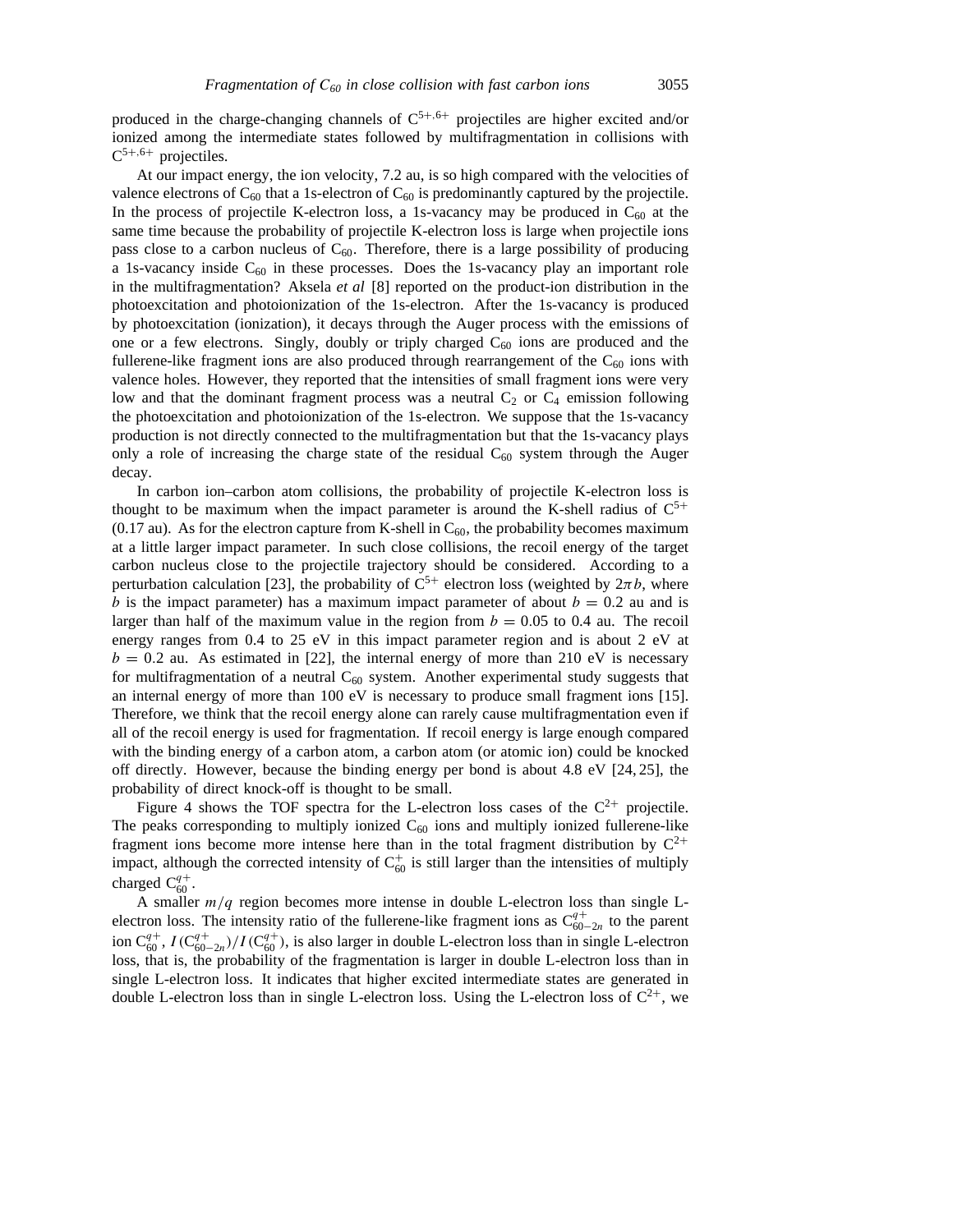produced in the charge-changing channels of $C^{5+,6+}$ projectiles are higher excited and/or ionized among the intermediate states followed by multifragmentation in collisions with $C^{5+,6+}$ projectiles.

At our impact energy, the ion velocity, 7.2 au, is so high compared with the velocities of valence electrons of $C_{60}$ that a 1s-electron of $C_{60}$ is predominantly captured by the projectile. In the process of projectile K-electron loss, a 1s-vacancy may be produced in $C_{60}$ at the same time because the probability of projectile K-electron loss is large when projectile ions pass close to a carbon nucleus of $C_{60}$. Therefore, there is a large possibility of producing a 1s-vacancy inside $C_{60}$ in these processes. Does the 1s-vacancy play an important role in the multifragmentation? Aksela *et al* [8] reported on the product-ion distribution in the photoexcitation and photoionization of the 1s-electron. After the 1s-vacancy is produced by photoexcitation (ionization), it decays through the Auger process with the emissions of one or a few electrons. Singly, doubly or triply charged $C_{60}$ ions are produced and the fullerene-like fragment ions are also produced through rearrangement of the $C_{60}$ ions with valence holes. However, they reported that the intensities of small fragment ions were very low and that the dominant fragment process was a neutral $C_2$ or $C_4$ emission following the photoexcitation and photoionization of the 1s-electron. We suppose that the 1s-vacancy production is not directly connected to the multifragmentation but that the 1s-vacancy plays only a role of increasing the charge state of the residual $C_{60}$ system through the Auger decay.

In carbon ion–carbon atom collisions, the probability of projectile K-electron loss is thought to be maximum when the impact parameter is around the K-shell radius of $C^{5+}$ (0.17 au). As for the electron capture from K-shell in $C_{60}$, the probability becomes maximum at a little larger impact parameter. In such close collisions, the recoil energy of the target carbon nucleus close to the projectile trajectory should be considered. According to a perturbation calculation [23], the probability of $C^{5+}$ electron loss (weighted by $2\pi b$, where $b$ is the impact parameter) has a maximum impact parameter of about $b = 0.2$ au and is larger than half of the maximum value in the region from $b = 0.05$ to 0.4 au. The recoil energy ranges from 0.4 to 25 eV in this impact parameter region and is about 2 eV at $b = 0.2$ au. As estimated in [22], the internal energy of more than 210 eV is necessary for multifragmentation of a neutral $C_{60}$ system. Another experimental study suggests that an internal energy of more than 100 eV is necessary to produce small fragment ions [15]. Therefore, we think that the recoil energy alone can rarely cause multifragmentation even if all of the recoil energy is used for fragmentation. If recoil energy is large enough compared with the binding energy of a carbon atom, a carbon atom (or atomic ion) could be knocked off directly. However, because the binding energy per bond is about 4.8 eV [24, 25], the probability of direct knock-off is thought to be small.

Figure 4 shows the TOF spectra for the L-electron loss cases of the $C^{2+}$ projectile. The peaks corresponding to multiply ionized $C_{60}$ ions and multiply ionized fullerene-like fragment ions become more intense here than in the total fragment distribution by $C^{2+}$ impact, although the corrected intensity of $C_{60}^{+}$ is still larger than the intensities of multiply charged $C_{60}^{q+}$.

A smaller $m/q$ region becomes more intense in double L-electron loss than single L-electron loss. The intensity ratio of the fullerene-like fragment ions as $C_{60-2n}^{q+}$ to the parent ion $C_{60}^{q+}$, $I(C_{60-2n}^{q+})/I(C_{60}^{q+})$, is also larger in double L-electron loss than in single L-electron loss, that is, the probability of the fragmentation is larger in double L-electron loss than in single L-electron loss. It indicates that higher excited intermediate states are generated in double L-electron loss than in single L-electron loss. Using the L-electron loss of $C^{2+}$, we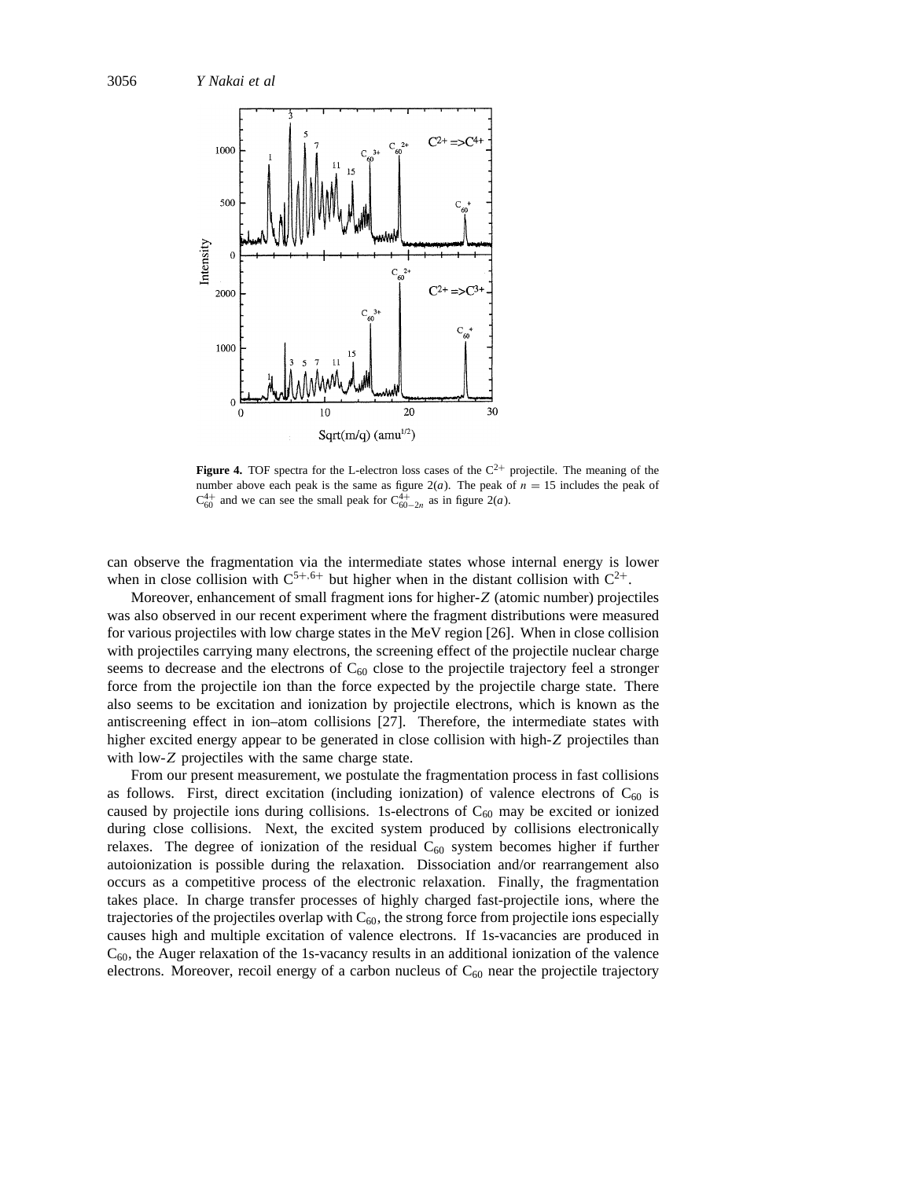**Figure 4.** TOF spectra for the L-electron loss cases of the $C^{2+}$ projectile. The meaning of the number above each peak is the same as figure 2(*a*). The peak of $n = 15$ includes the peak of $C_{60}^{4+}$ and we can see the small peak for $C_{60-2n}^{4+}$ as in figure 2(*a*).

can observe the fragmentation via the intermediate states whose internal energy is lower when in close collision with $C^{5+,6+}$ but higher when in the distant collision with $C^{2+}$.

Moreover, enhancement of small fragment ions for higher-$Z$ (atomic number) projectiles was also observed in our recent experiment where the fragment distributions were measured for various projectiles with low charge states in the MeV region [26]. When in close collision with projectiles carrying many electrons, the screening effect of the projectile nuclear charge seems to decrease and the electrons of $C_{60}$ close to the projectile trajectory feel a stronger force from the projectile ion than the force expected by the projectile charge state. There also seems to be excitation and ionization by projectile electrons, which is known as the antiscreening effect in ion–atom collisions [27]. Therefore, the intermediate states with higher excited energy appear to be generated in close collision with high-$Z$ projectiles than with low-$Z$ projectiles with the same charge state.

From our present measurement, we postulate the fragmentation process in fast collisions as follows. First, direct excitation (including ionization) of valence electrons of $C_{60}$ is caused by projectile ions during collisions. 1s-electrons of $C_{60}$ may be excited or ionized during close collisions. Next, the excited system produced by collisions electronically relaxes. The degree of ionization of the residual $C_{60}$ system becomes higher if further autoionization is possible during the relaxation. Dissociation and/or rearrangement also occurs as a competitive process of the electronic relaxation. Finally, the fragmentation takes place. In charge transfer processes of highly charged fast-projectile ions, where the trajectories of the projectiles overlap with $C_{60}$, the strong force from projectile ions especially causes high and multiple excitation of valence electrons. If 1s-vacancies are produced in $C_{60}$, the Auger relaxation of the 1s-vacancy results in an additional ionization of the valence electrons. Moreover, recoil energy of a carbon nucleus of $C_{60}$ near the projectile trajectory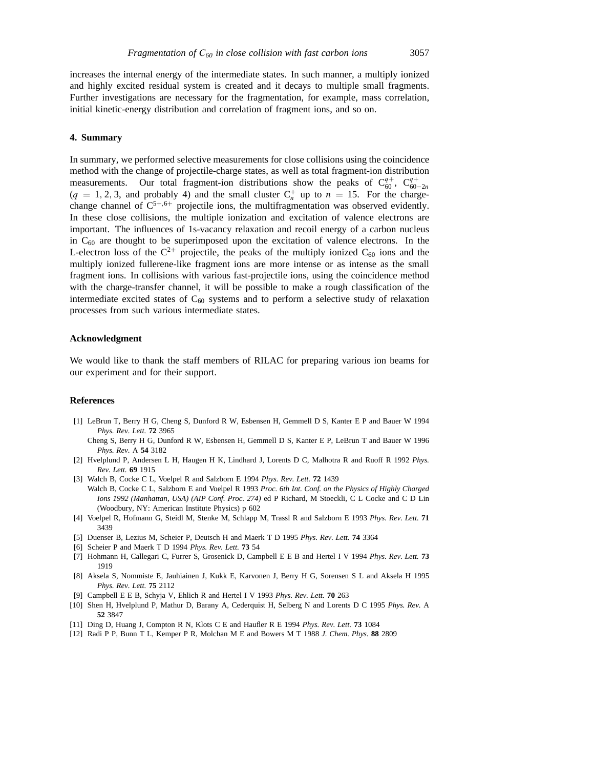increases the internal energy of the intermediate states. In such manner, a multiply ionized and highly excited residual system is created and it decays to multiple small fragments. Further investigations are necessary for the fragmentation, for example, mass correlation, initial kinetic-energy distribution and correlation of fragment ions, and so on.

## 4. Summary

In summary, we performed selective measurements for close collisions using the coincidence method with the change of projectile-charge states, as well as total fragment-ion distribution measurements. Our total fragment-ion distributions show the peaks of $C_{60}^{q+}$, $C_{60-2n}^{q+}$ ($q = 1, 2, 3$, and probably 4) and the small cluster $C_n^+$ up to $n = 15$. For the charge-change channel of $C^{5+,6+}$ projectile ions, the multifragmentation was observed evidently. In these close collisions, the multiple ionization and excitation of valence electrons are important. The influences of 1s-vacancy relaxation and recoil energy of a carbon nucleus in $C_{60}$ are thought to be superimposed upon the excitation of valence electrons. In the L-electron loss of the $C^{2+}$ projectile, the peaks of the multiply ionized $C_{60}$ ions and the multiply ionized fullerene-like fragment ions are more intense or as intense as the small fragment ions. In collisions with various fast-projectile ions, using the coincidence method with the charge-transfer channel, it will be possible to make a rough classification of the intermediate excited states of $C_{60}$ systems and to perform a selective study of relaxation processes from such various intermediate states.

## Acknowledgment

We would like to thank the staff members of RILAC for preparing various ion beams for our experiment and for their support.

## References

[1] LeBrun T, Berry H G, Cheng S, Dunford R W, Esbensen H, Gemmell D S, Kanter E P and Bauer W 1994 *Phys. Rev. Lett.* **72** 3965
  Cheng S, Berry H G, Dunford R W, Esbensen H, Gemmell D S, Kanter E P, LeBrun T and Bauer W 1996 *Phys. Rev.* A **54** 3182

[2] Hvelplund P, Andersen L H, Haugen H K, Lindhard J, Lorents D C, Malhotra R and Ruoff R 1992 *Phys. Rev. Lett.* **69** 1915

[3] Walch B, Cocke C L, Voelpel R and Salzborn E 1994 *Phys. Rev. Lett.* **72** 1439
  Walch B, Cocke C L, Salzborn E and Voelpel R 1993 *Proc. 6th Int. Conf. on the Physics of Highly Charged Ions 1992 (Manhattan, USA) (AIP Conf. Proc. 274)* ed P Richard, M Stoeckli, C L Cocke and C D Lin (Woodbury, NY: American Institute Physics) p 602

[4] Voelpel R, Hofmann G, Steidl M, Stenke M, Schlapp M, Trassl R and Salzborn E 1993 *Phys. Rev. Lett.* **71** 3439

[5] Duenser B, Lezius M, Scheier P, Deutsch H and Maerk T D 1995 *Phys. Rev. Lett.* **74** 3364

[6] Scheier P and Maerk T D 1994 *Phys. Rev. Lett.* **73** 54

[7] Hohmann H, Callegari C, Furrer S, Grosenick D, Campbell E E B and Hertel I V 1994 *Phys. Rev. Lett.* **73** 1919

[8] Aksela S, Nommiste E, Jauhiainen J, Kukk E, Karvonen J, Berry H G, Sorensen S L and Aksela H 1995 *Phys. Rev. Lett.* **75** 2112

[9] Campbell E E B, Schyja V, Ehlich R and Hertel I V 1993 *Phys. Rev. Lett.* **70** 263

[10] Shen H, Hvelplund P, Mathur D, Barany A, Cederquist H, Selberg N and Lorents D C 1995 *Phys. Rev.* A **52** 3847

[11] Ding D, Huang J, Compton R N, Klots C E and Haufler R E 1994 *Phys. Rev. Lett.* **73** 1084

[12] Radi P P, Bunn T L, Kemper P R, Molchan M E and Bowers M T 1988 *J. Chem. Phys.* **88** 2809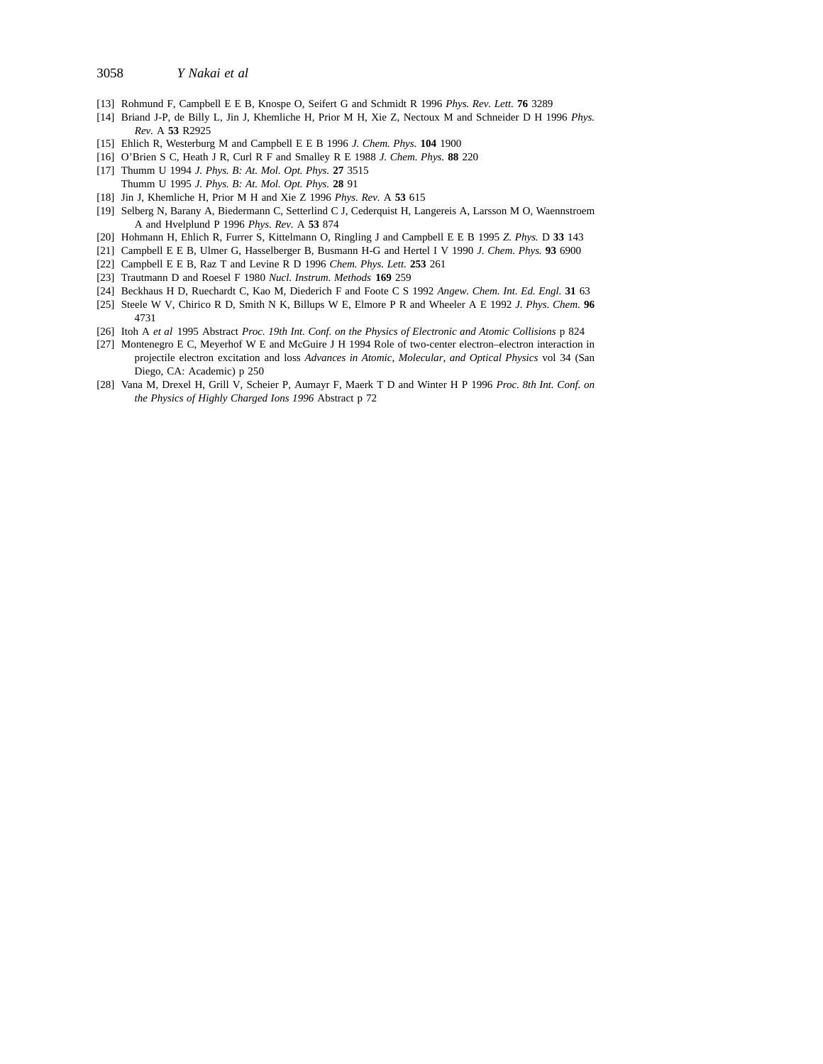[13] Rohmund F, Campbell E E B, Knospe O, Seifert G and Schmidt R 1996 *Phys. Rev. Lett.* **76** 3289

[14] Briand J-P, de Billy L, Jin J, Khemliche H, Prior M H, Xie Z, Nectoux M and Schneider D H 1996 *Phys. Rev.* A **53** R2925

[15] Ehlich R, Westerburg M and Campbell E E B 1996 *J. Chem. Phys.* **104** 1900

[16] O'Brien S C, Heath J R, Curl R F and Smalley R E 1988 *J. Chem. Phys.* **88** 220

[17] Thumm U 1994 *J. Phys. B: At. Mol. Opt. Phys.* **27** 3515
Thumm U 1995 *J. Phys. B: At. Mol. Opt. Phys.* **28** 91

[18] Jin J, Khemliche H, Prior M H and Xie Z 1996 *Phys. Rev.* A **53** 615

[19] Selberg N, Barany A, Biedermann C, Setterlind C J, Cederquist H, Langereis A, Larsson M O, Waennstroem A and Hvelplund P 1996 *Phys. Rev.* A **53** 874

[20] Hohmann H, Ehlich R, Furrer S, Kittelmann O, Ringling J and Campbell E E B 1995 *Z. Phys.* D **33** 143

[21] Campbell E E B, Ulmer G, Hasselberger B, Busmann H-G and Hertel I V 1990 *J. Chem. Phys.* **93** 6900

[22] Campbell E E B, Raz T and Levine R D 1996 *Chem. Phys. Lett.* **253** 261

[23] Trautmann D and Roesel F 1980 *Nucl. Instrum. Methods* **169** 259

[24] Beckhaus H D, Ruechardt C, Kao M, Diederich F and Foote C S 1992 *Angew. Chem. Int. Ed. Engl.* **31** 63

[25] Steele W V, Chirico R D, Smith N K, Billups W E, Elmore P R and Wheeler A E 1992 *J. Phys. Chem.* **96** 4731

[26] Itoh A *et al* 1995 Abstract *Proc. 19th Int. Conf. on the Physics of Electronic and Atomic Collisions* p 824

[27] Montenegro E C, Meyerhof W E and McGuire J H 1994 Role of two-center electron–electron interaction in projectile electron excitation and loss *Advances in Atomic, Molecular, and Optical Physics* vol 34 (San Diego, CA: Academic) p 250

[28] Vana M, Drexel H, Grill V, Scheier P, Aumayr F, Maerk T D and Winter H P 1996 *Proc. 8th Int. Conf. on the Physics of Highly Charged Ions 1996* Abstract p 72